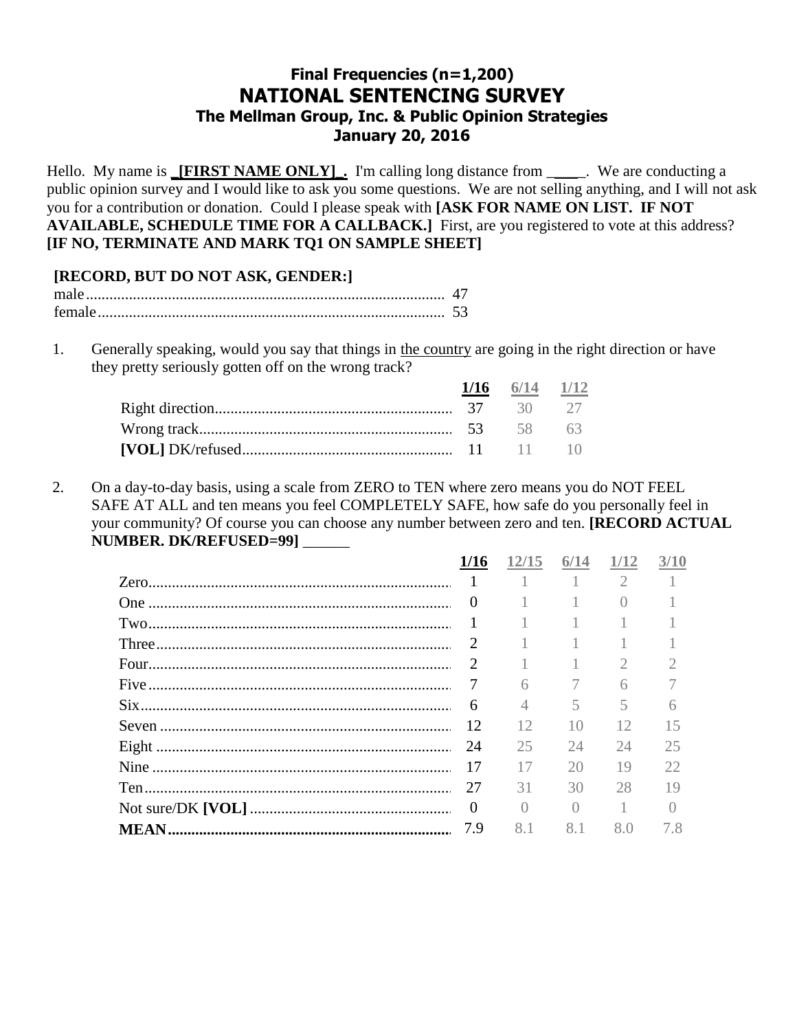# Final Frequencies (n=1,200)
# NATIONAL SENTENCING SURVEY
### The Mellman Group, Inc. & Public Opinion Strategies
### January 20, 2016

Hello. My name is **_[FIRST NAME ONLY]_.** I'm calling long distance from _____. We are conducting a public opinion survey and I would like to ask you some questions. We are not selling anything, and I will not ask you for a contribution or donation. Could I please speak with **[ASK FOR NAME ON LIST. IF NOT AVAILABLE, SCHEDULE TIME FOR A CALLBACK.]** First, are you registered to vote at this address? **[IF NO, TERMINATE AND MARK TQ1 ON SAMPLE SHEET]**

**[RECORD, BUT DO NOT ASK, GENDER:]**

| | |
|---|---|
| male | 47 |
| female | 53 |

1. Generally speaking, would you say that things in the country are going in the right direction or have they pretty seriously gotten off on the wrong track?

| | 1/16 | 6/14 | 1/12 |
|---|---|---|---|
| Right direction | 37 | 30 | 27 |
| Wrong track | 53 | 58 | 63 |
| **[VOL]** DK/refused | 11 | 11 | 10 |

2. On a day-to-day basis, using a scale from ZERO to TEN where zero means you do NOT FEEL SAFE AT ALL and ten means you feel COMPLETELY SAFE, how safe do you personally feel in your community? Of course you can choose any number between zero and ten. **[RECORD ACTUAL NUMBER. DK/REFUSED=99]** ______

| | 1/16 | 12/15 | 6/14 | 1/12 | 3/10 |
|---|---|---|---|---|---|
| Zero | 1 | 1 | 1 | 2 | 1 |
| One | 0 | 1 | 1 | 0 | 1 |
| Two | 1 | 1 | 1 | 1 | 1 |
| Three | 2 | 1 | 1 | 1 | 1 |
| Four | 2 | 1 | 1 | 2 | 2 |
| Five | 7 | 6 | 7 | 6 | 7 |
| Six | 6 | 4 | 5 | 5 | 6 |
| Seven | 12 | 12 | 10 | 12 | 15 |
| Eight | 24 | 25 | 24 | 24 | 25 |
| Nine | 17 | 17 | 20 | 19 | 22 |
| Ten | 27 | 31 | 30 | 28 | 19 |
| Not sure/DK **[VOL]** | 0 | 0 | 0 | 1 | 0 |
| **MEAN** | 7.9 | 8.1 | 8.1 | 8.0 | 7.8 |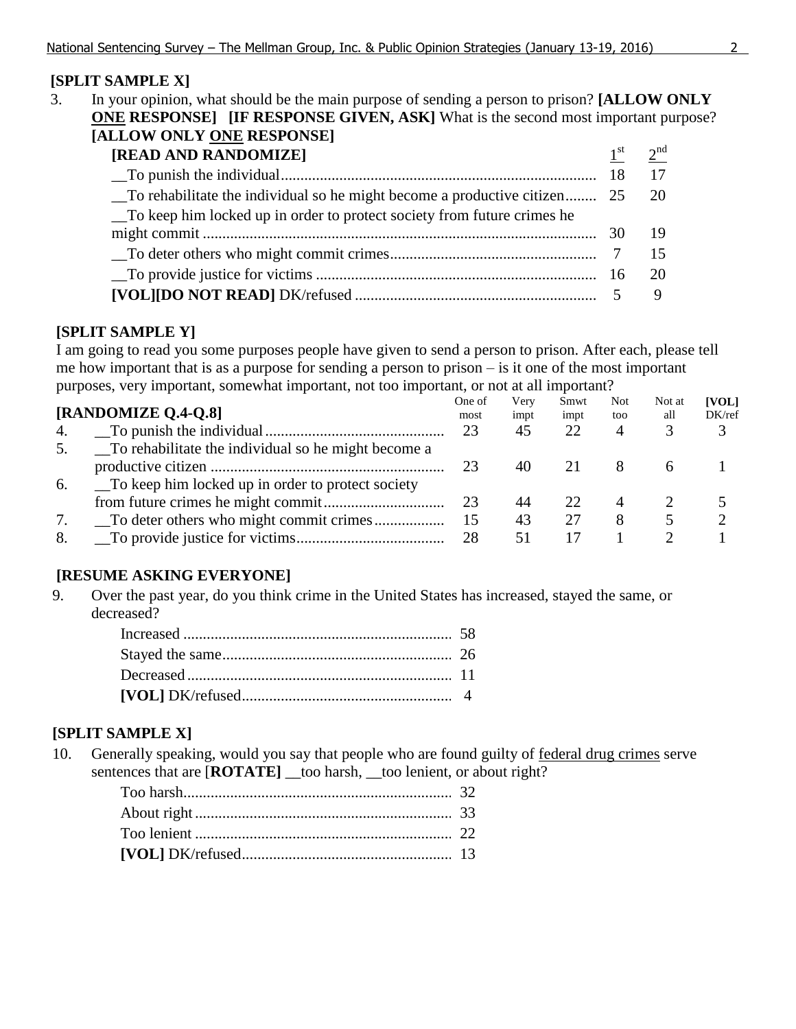**[SPLIT SAMPLE X]**

3. In your opinion, what should be the main purpose of sending a person to prison? **[ALLOW ONLY ONE RESPONSE] [IF RESPONSE GIVEN, ASK]** What is the second most important purpose? **[ALLOW ONLY ONE RESPONSE]**

| **[READ AND RANDOMIZE]** | 1st | 2nd |
|---|---|---|
| __To punish the individual | 18 | 17 |
| __To rehabilitate the individual so he might become a productive citizen | 25 | 20 |
| __To keep him locked up in order to protect society from future crimes he might commit | 30 | 19 |
| __To deter others who might commit crimes | 7 | 15 |
| __To provide justice for victims | 16 | 20 |
| **[VOL][DO NOT READ]** DK/refused | 5 | 9 |

**[SPLIT SAMPLE Y]**

I am going to read you some purposes people have given to send a person to prison. After each, please tell me how important that is as a purpose for sending a person to prison – is it one of the most important purposes, very important, somewhat important, not too important, or not at all important?

| | **[RANDOMIZE Q.4-Q.8]** | One of most | Very impt | Smwt impt | Not too | Not at all | **[VOL]** DK/ref |
|---|---|---|---|---|---|---|---|
| 4. | __To punish the individual | 23 | 45 | 22 | 4 | 3 | 3 |
| 5. | __To rehabilitate the individual so he might become a productive citizen | 23 | 40 | 21 | 8 | 6 | 1 |
| 6. | __To keep him locked up in order to protect society from future crimes he might commit | 23 | 44 | 22 | 4 | 2 | 5 |
| 7. | __To deter others who might commit crimes | 15 | 43 | 27 | 8 | 5 | 2 |
| 8. | __To provide justice for victims | 28 | 51 | 17 | 1 | 2 | 1 |

**[RESUME ASKING EVERYONE]**

9. Over the past year, do you think crime in the United States has increased, stayed the same, or decreased?

| | |
|---|---|
| Increased | 58 |
| Stayed the same | 26 |
| Decreased | 11 |
| **[VOL]** DK/refused | 4 |

**[SPLIT SAMPLE X]**

10. Generally speaking, would you say that people who are found guilty of federal drug crimes serve sentences that are [**[ROTATE]** __too harsh, __too lenient, or about right?

| | |
|---|---|
| Too harsh | 32 |
| About right | 33 |
| Too lenient | 22 |
| **[VOL]** DK/refused | 13 |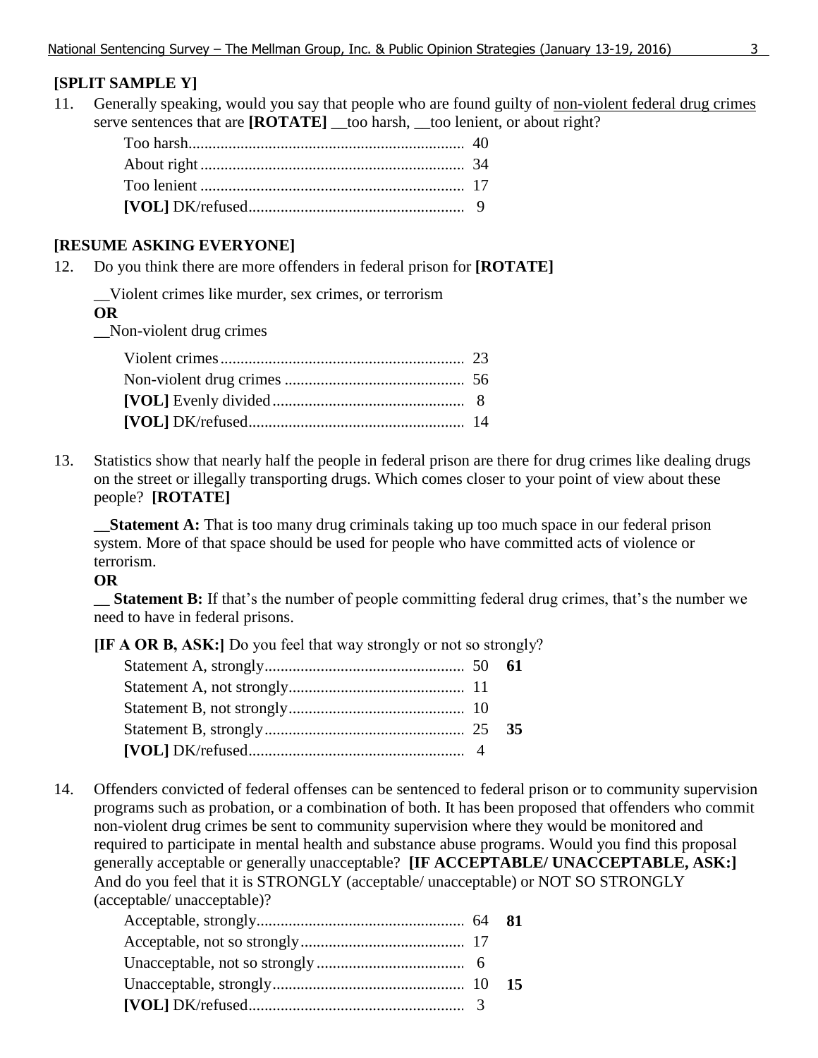**[SPLIT SAMPLE Y]**

11. Generally speaking, would you say that people who are found guilty of non-violent federal drug crimes serve sentences that are **[ROTATE]** __too harsh, __too lenient, or about right?

| | |
|---|---|
| Too harsh | 40 |
| About right | 34 |
| Too lenient | 17 |
| **[VOL]** DK/refused | 9 |

**[RESUME ASKING EVERYONE]**

12. Do you think there are more offenders in federal prison for **[ROTATE]**

__Violent crimes like murder, sex crimes, or terrorism
**OR**
__Non-violent drug crimes

| | |
|---|---|
| Violent crimes | 23 |
| Non-violent drug crimes | 56 |
| **[VOL]** Evenly divided | 8 |
| **[VOL]** DK/refused | 14 |

13. Statistics show that nearly half the people in federal prison are there for drug crimes like dealing drugs on the street or illegally transporting drugs. Which comes closer to your point of view about these people? **[ROTATE]**

__**Statement A:** That is too many drug criminals taking up too much space in our federal prison system. More of that space should be used for people who have committed acts of violence or terrorism.
**OR**
__ **Statement B:** If that's the number of people committing federal drug crimes, that's the number we need to have in federal prisons.

**[IF A OR B, ASK:]** Do you feel that way strongly or not so strongly?

| | | |
|---|---|---|
| Statement A, strongly | 50 | **61** |
| Statement A, not strongly | 11 | |
| Statement B, not strongly | 10 | |
| Statement B, strongly | 25 | **35** |
| **[VOL]** DK/refused | 4 | |

14. Offenders convicted of federal offenses can be sentenced to federal prison or to community supervision programs such as probation, or a combination of both. It has been proposed that offenders who commit non-violent drug crimes be sent to community supervision where they would be monitored and required to participate in mental health and substance abuse programs. Would you find this proposal generally acceptable or generally unacceptable? **[IF ACCEPTABLE/ UNACCEPTABLE, ASK:]** And do you feel that it is STRONGLY (acceptable/ unacceptable) or NOT SO STRONGLY (acceptable/ unacceptable)?

| | | |
|---|---|---|
| Acceptable, strongly | 64 | **81** |
| Acceptable, not so strongly | 17 | |
| Unacceptable, not so strongly | 6 | |
| Unacceptable, strongly | 10 | **15** |
| **[VOL]** DK/refused | 3 | |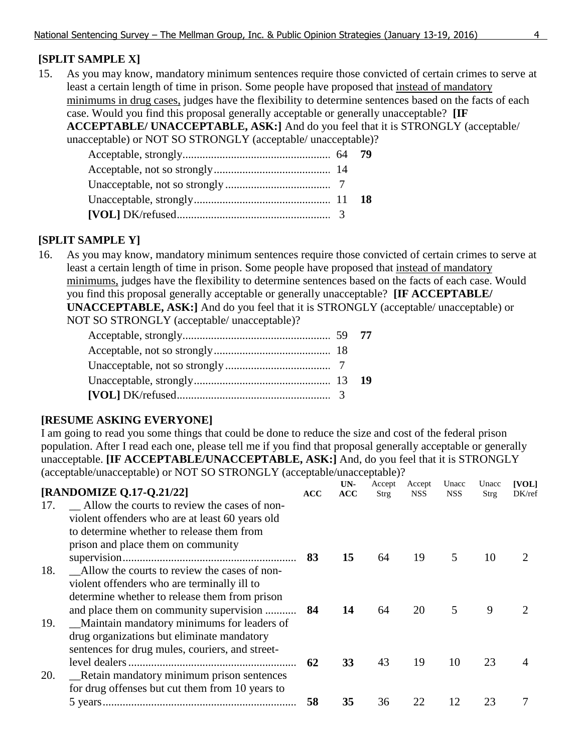**[SPLIT SAMPLE X]**

15. As you may know, mandatory minimum sentences require those convicted of certain crimes to serve at least a certain length of time in prison. Some people have proposed that instead of mandatory minimums in drug cases, judges have the flexibility to determine sentences based on the facts of each case. Would you find this proposal generally acceptable or generally unacceptable? **[IF ACCEPTABLE/ UNACCEPTABLE, ASK:]** And do you feel that it is STRONGLY (acceptable/ unacceptable) or NOT SO STRONGLY (acceptable/ unacceptable)?

| | | |
|---|---|---|
| Acceptable, strongly | 64 | **79** |
| Acceptable, not so strongly | 14 | |
| Unacceptable, not so strongly | 7 | |
| Unacceptable, strongly | 11 | **18** |
| **[VOL]** DK/refused | 3 | |

**[SPLIT SAMPLE Y]**

16. As you may know, mandatory minimum sentences require those convicted of certain crimes to serve at least a certain length of time in prison. Some people have proposed that instead of mandatory minimums, judges have the flexibility to determine sentences based on the facts of each case. Would you find this proposal generally acceptable or generally unacceptable? **[IF ACCEPTABLE/ UNACCEPTABLE, ASK:]** And do you feel that it is STRONGLY (acceptable/ unacceptable) or NOT SO STRONGLY (acceptable/ unacceptable)?

| | | |
|---|---|---|
| Acceptable, strongly | 59 | **77** |
| Acceptable, not so strongly | 18 | |
| Unacceptable, not so strongly | 7 | |
| Unacceptable, strongly | 13 | **19** |
| **[VOL]** DK/refused | 3 | |

**[RESUME ASKING EVERYONE]**

I am going to read you some things that could be done to reduce the size and cost of the federal prison population. After I read each one, please tell me if you find that proposal generally acceptable or generally unacceptable. **[IF ACCEPTABLE/UNACCEPTABLE, ASK:]** And, do you feel that it is STRONGLY (acceptable/unacceptable) or NOT SO STRONGLY (acceptable/unacceptable)?

| **[RANDOMIZE Q.17-Q.21/22]** | **ACC** | **UN-ACC** | Accept Strg | Accept NSS | Unacc NSS | Unacc Strg | **[VOL]** DK/ref |
|---|---|---|---|---|---|---|---|
| 17. __ Allow the courts to review the cases of non-violent offenders who are at least 60 years old to determine whether to release them from prison and place them on community supervision | **83** | **15** | 64 | 19 | 5 | 10 | 2 |
| 18. __Allow the courts to review the cases of non-violent offenders who are terminally ill to determine whether to release them from prison and place them on community supervision | **84** | **14** | 64 | 20 | 5 | 9 | 2 |
| 19. __Maintain mandatory minimums for leaders of drug organizations but eliminate mandatory sentences for drug mules, couriers, and street-level dealers | **62** | **33** | 43 | 19 | 10 | 23 | 4 |
| 20. __Retain mandatory minimum prison sentences for drug offenses but cut them from 10 years to 5 years | **58** | **35** | 36 | 22 | 12 | 23 | 7 |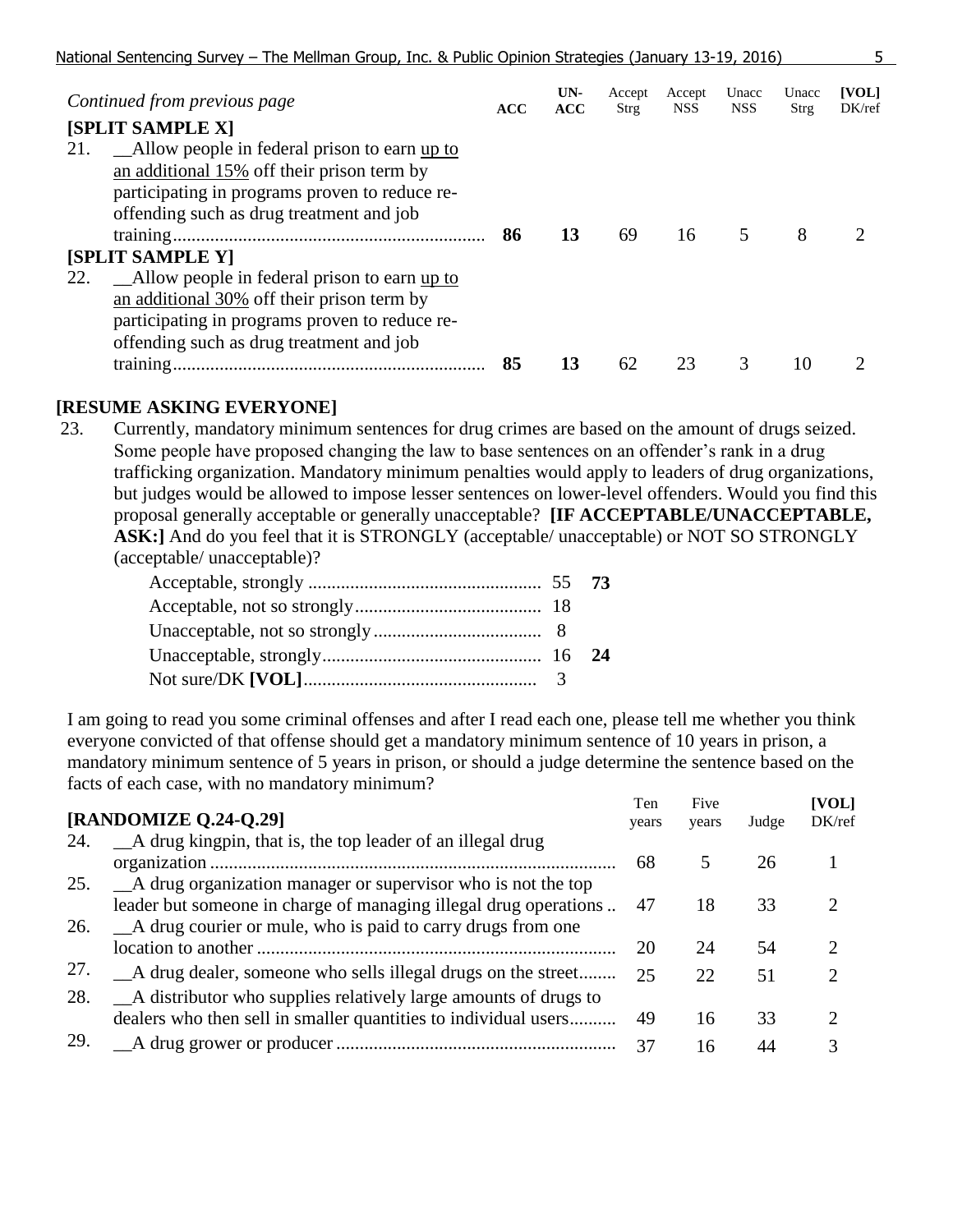| *Continued from previous page* | **ACC** | **UN-ACC** | Accept Strg | Accept NSS | Unacc NSS | Unacc Strg | **[VOL]** DK/ref |
|---|---|---|---|---|---|---|---|
| **[SPLIT SAMPLE X]** | | | | | | | |
| 21. __Allow people in federal prison to earn up to an additional 15% off their prison term by participating in programs proven to reduce re-offending such as drug treatment and job training | **86** | **13** | 69 | 16 | 5 | 8 | 2 |
| **[SPLIT SAMPLE Y]** | | | | | | | |
| 22. __Allow people in federal prison to earn up to an additional 30% off their prison term by participating in programs proven to reduce re-offending such as drug treatment and job training | **85** | **13** | 62 | 23 | 3 | 10 | 2 |

**[RESUME ASKING EVERYONE]**

23. Currently, mandatory minimum sentences for drug crimes are based on the amount of drugs seized. Some people have proposed changing the law to base sentences on an offender's rank in a drug trafficking organization. Mandatory minimum penalties would apply to leaders of drug organizations, but judges would be allowed to impose lesser sentences on lower-level offenders. Would you find this proposal generally acceptable or generally unacceptable? **[IF ACCEPTABLE/UNACCEPTABLE, ASK:]** And do you feel that it is STRONGLY (acceptable/ unacceptable) or NOT SO STRONGLY (acceptable/ unacceptable)?

| | | |
|---|---|---|
| Acceptable, strongly | 55 | **73** |
| Acceptable, not so strongly | 18 | |
| Unacceptable, not so strongly | 8 | |
| Unacceptable, strongly | 16 | **24** |
| Not sure/DK **[VOL]** | 3 | |

I am going to read you some criminal offenses and after I read each one, please tell me whether you think everyone convicted of that offense should get a mandatory minimum sentence of 10 years in prison, a mandatory minimum sentence of 5 years in prison, or should a judge determine the sentence based on the facts of each case, with no mandatory minimum?

| **[RANDOMIZE Q.24-Q.29]** | Ten years | Five years | Judge | **[VOL]** DK/ref |
|---|---|---|---|---|
| 24. __A drug kingpin, that is, the top leader of an illegal drug organization | 68 | 5 | 26 | 1 |
| 25. __A drug organization manager or supervisor who is not the top leader but someone in charge of managing illegal drug operations | 47 | 18 | 33 | 2 |
| 26. __A drug courier or mule, who is paid to carry drugs from one location to another | 20 | 24 | 54 | 2 |
| 27. __A drug dealer, someone who sells illegal drugs on the street | 25 | 22 | 51 | 2 |
| 28. __A distributor who supplies relatively large amounts of drugs to dealers who then sell in smaller quantities to individual users | 49 | 16 | 33 | 2 |
| 29. __A drug grower or producer | 37 | 16 | 44 | 3 |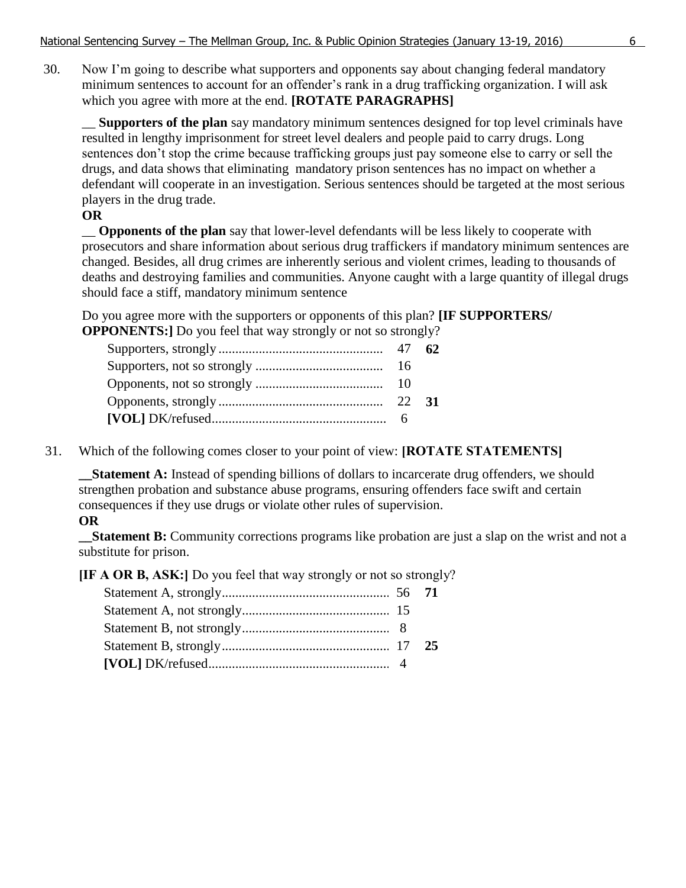30. Now I'm going to describe what supporters and opponents say about changing federal mandatory minimum sentences to account for an offender's rank in a drug trafficking organization. I will ask which you agree with more at the end. **[ROTATE PARAGRAPHS]**

__ **Supporters of the plan** say mandatory minimum sentences designed for top level criminals have resulted in lengthy imprisonment for street level dealers and people paid to carry drugs. Long sentences don't stop the crime because trafficking groups just pay someone else to carry or sell the drugs, and data shows that eliminating mandatory prison sentences has no impact on whether a defendant will cooperate in an investigation. Serious sentences should be targeted at the most serious players in the drug trade.

**OR**

__ **Opponents of the plan** say that lower-level defendants will be less likely to cooperate with prosecutors and share information about serious drug traffickers if mandatory minimum sentences are changed. Besides, all drug crimes are inherently serious and violent crimes, leading to thousands of deaths and destroying families and communities. Anyone caught with a large quantity of illegal drugs should face a stiff, mandatory minimum sentence

Do you agree more with the supporters or opponents of this plan? **[IF SUPPORTERS/ OPPONENTS:]** Do you feel that way strongly or not so strongly?

| | | |
|---|---|---|
| Supporters, strongly | 47 | **62** |
| Supporters, not so strongly | 16 | |
| Opponents, not so strongly | 10 | |
| Opponents, strongly | 22 | **31** |
| **[VOL]** DK/refused | 6 | |

31. Which of the following comes closer to your point of view: **[ROTATE STATEMENTS]**

**__Statement A:** Instead of spending billions of dollars to incarcerate drug offenders, we should strengthen probation and substance abuse programs, ensuring offenders face swift and certain consequences if they use drugs or violate other rules of supervision.

**OR**

**__Statement B:** Community corrections programs like probation are just a slap on the wrist and not a substitute for prison.

**[IF A OR B, ASK:]** Do you feel that way strongly or not so strongly?

| | | |
|---|---|---|
| Statement A, strongly | 56 | **71** |
| Statement A, not strongly | 15 | |
| Statement B, not strongly | 8 | |
| Statement B, strongly | 17 | **25** |
| **[VOL]** DK/refused | 4 | |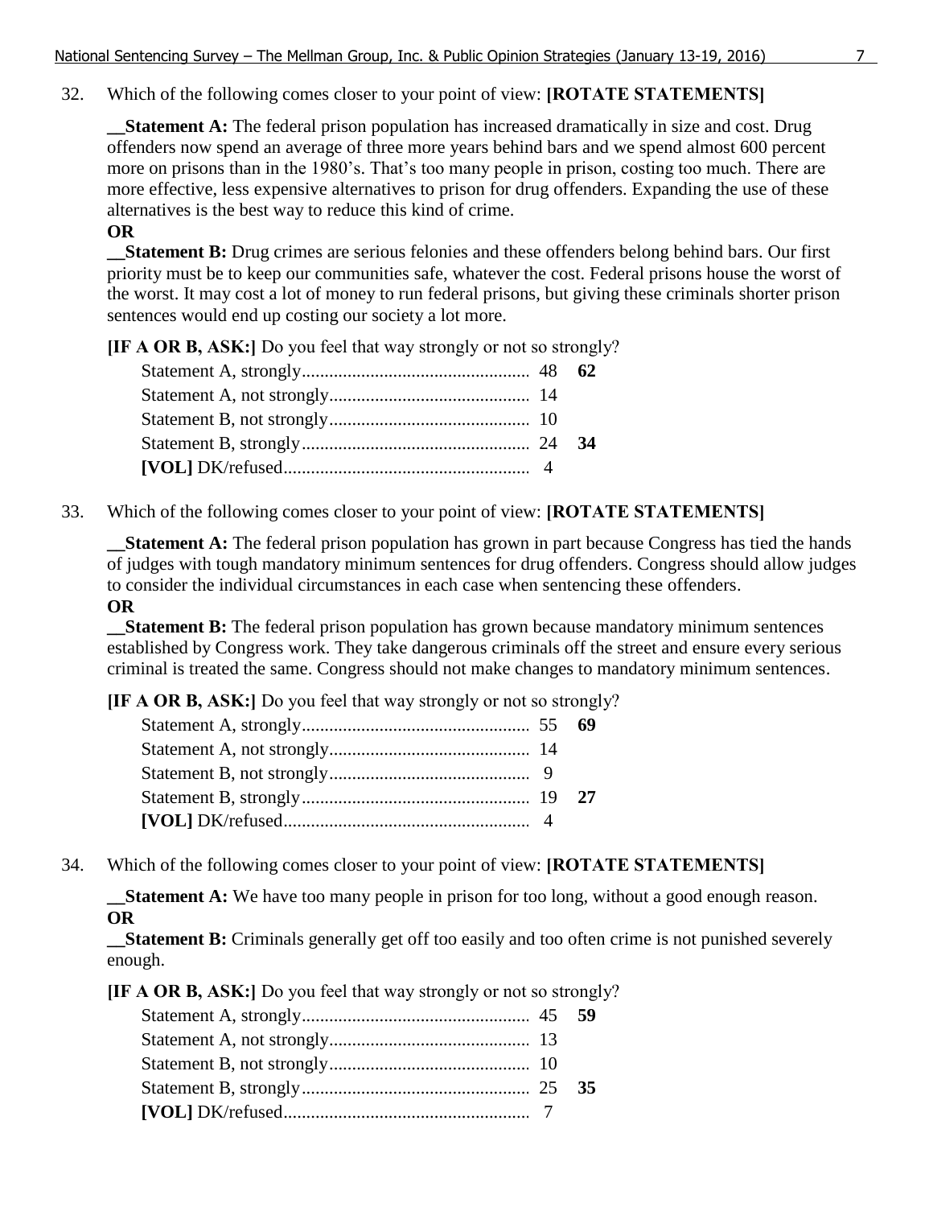32. Which of the following comes closer to your point of view: **[ROTATE STATEMENTS]**

**__Statement A:** The federal prison population has increased dramatically in size and cost. Drug offenders now spend an average of three more years behind bars and we spend almost 600 percent more on prisons than in the 1980's. That's too many people in prison, costing too much. There are more effective, less expensive alternatives to prison for drug offenders. Expanding the use of these alternatives is the best way to reduce this kind of crime.
**OR**
**__Statement B:** Drug crimes are serious felonies and these offenders belong behind bars. Our first priority must be to keep our communities safe, whatever the cost. Federal prisons house the worst of the worst. It may cost a lot of money to run federal prisons, but giving these criminals shorter prison sentences would end up costing our society a lot more.

**[IF A OR B, ASK:]** Do you feel that way strongly or not so strongly?

| | | |
|---|---|---|
| Statement A, strongly | 48 | **62** |
| Statement A, not strongly | 14 | |
| Statement B, not strongly | 10 | |
| Statement B, strongly | 24 | **34** |
| **[VOL]** DK/refused | 4 | |

33. Which of the following comes closer to your point of view: **[ROTATE STATEMENTS]**

**__Statement A:** The federal prison population has grown in part because Congress has tied the hands of judges with tough mandatory minimum sentences for drug offenders. Congress should allow judges to consider the individual circumstances in each case when sentencing these offenders.
**OR**
**__Statement B:** The federal prison population has grown because mandatory minimum sentences established by Congress work. They take dangerous criminals off the street and ensure every serious criminal is treated the same. Congress should not make changes to mandatory minimum sentences.

**[IF A OR B, ASK:]** Do you feel that way strongly or not so strongly?

| | | |
|---|---|---|
| Statement A, strongly | 55 | **69** |
| Statement A, not strongly | 14 | |
| Statement B, not strongly | 9 | |
| Statement B, strongly | 19 | **27** |
| **[VOL]** DK/refused | 4 | |

34. Which of the following comes closer to your point of view: **[ROTATE STATEMENTS]**

**__Statement A:** We have too many people in prison for too long, without a good enough reason.
**OR**
**__Statement B:** Criminals generally get off too easily and too often crime is not punished severely enough.

**[IF A OR B, ASK:]** Do you feel that way strongly or not so strongly?

| | | |
|---|---|---|
| Statement A, strongly | 45 | **59** |
| Statement A, not strongly | 13 | |
| Statement B, not strongly | 10 | |
| Statement B, strongly | 25 | **35** |
| **[VOL]** DK/refused | 7 | |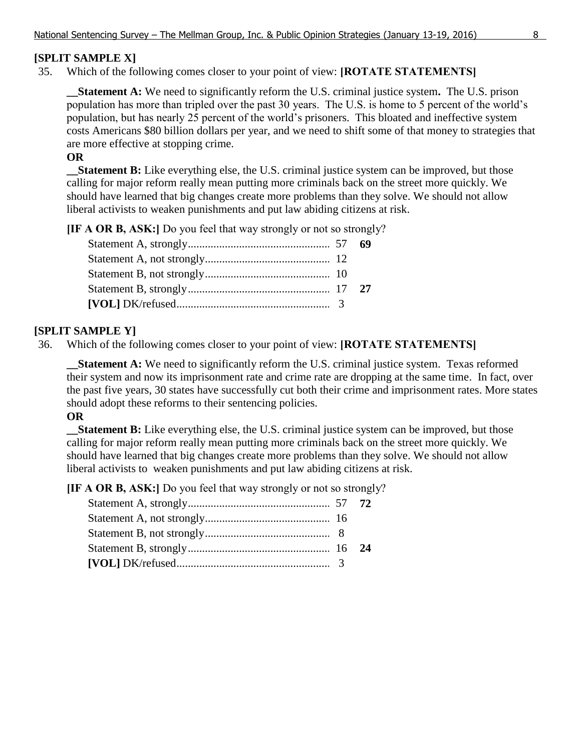**[SPLIT SAMPLE X]**

35. Which of the following comes closer to your point of view: **[ROTATE STATEMENTS]**

__**Statement A:** We need to significantly reform the U.S. criminal justice system**.** The U.S. prison population has more than tripled over the past 30 years. The U.S. is home to 5 percent of the world's population, but has nearly 25 percent of the world's prisoners. This bloated and ineffective system costs Americans $80 billion dollars per year, and we need to shift some of that money to strategies that are more effective at stopping crime.

**OR**

__**Statement B:** Like everything else, the U.S. criminal justice system can be improved, but those calling for major reform really mean putting more criminals back on the street more quickly. We should have learned that big changes create more problems than they solve. We should not allow liberal activists to weaken punishments and put law abiding citizens at risk.

**[IF A OR B, ASK:]** Do you feel that way strongly or not so strongly?

| | | |
|---|---|---|
| Statement A, strongly | 57 | **69** |
| Statement A, not strongly | 12 | |
| Statement B, not strongly | 10 | |
| Statement B, strongly | 17 | **27** |
| **[VOL]** DK/refused | 3 | |

**[SPLIT SAMPLE Y]**

36. Which of the following comes closer to your point of view: **[ROTATE STATEMENTS]**

__**Statement A:** We need to significantly reform the U.S. criminal justice system. Texas reformed their system and now its imprisonment rate and crime rate are dropping at the same time. In fact, over the past five years, 30 states have successfully cut both their crime and imprisonment rates. More states should adopt these reforms to their sentencing policies.

**OR**

__**Statement B:** Like everything else, the U.S. criminal justice system can be improved, but those calling for major reform really mean putting more criminals back on the street more quickly. We should have learned that big changes create more problems than they solve. We should not allow liberal activists to weaken punishments and put law abiding citizens at risk.

**[IF A OR B, ASK:]** Do you feel that way strongly or not so strongly?

| | | |
|---|---|---|
| Statement A, strongly | 57 | **72** |
| Statement A, not strongly | 16 | |
| Statement B, not strongly | 8 | |
| Statement B, strongly | 16 | **24** |
| **[VOL]** DK/refused | 3 | |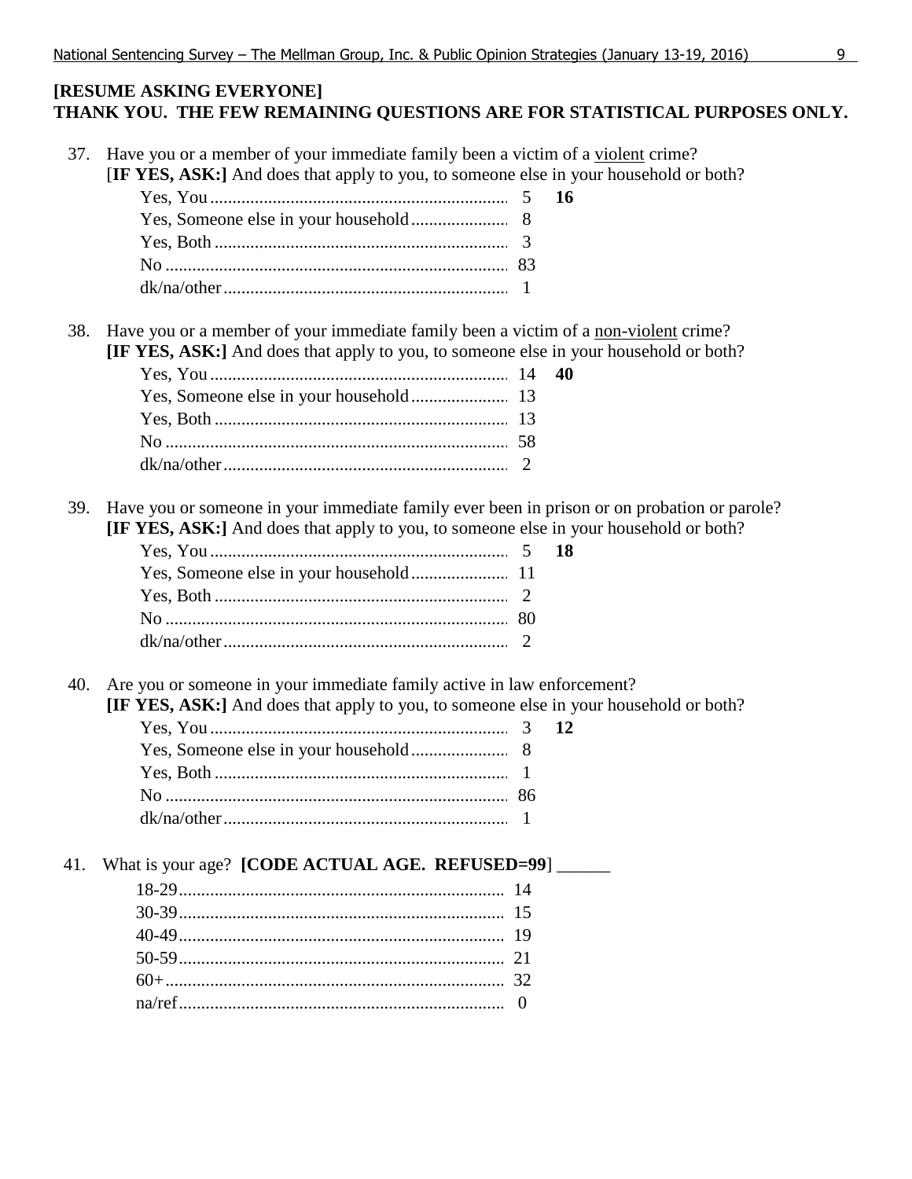**[RESUME ASKING EVERYONE]**
**THANK YOU. THE FEW REMAINING QUESTIONS ARE FOR STATISTICAL PURPOSES ONLY.**

37. Have you or a member of your immediate family been a victim of a violent crime?
[**IF YES, ASK:**] And does that apply to you, to someone else in your household or both?

| | | |
|---|---|---|
| Yes, You | 5 | **16** |
| Yes, Someone else in your household | 8 | |
| Yes, Both | 3 | |
| No | 83 | |
| dk/na/other | 1 | |

38. Have you or a member of your immediate family been a victim of a non-violent crime?
**[IF YES, ASK:]** And does that apply to you, to someone else in your household or both?

| | | |
|---|---|---|
| Yes, You | 14 | **40** |
| Yes, Someone else in your household | 13 | |
| Yes, Both | 13 | |
| No | 58 | |
| dk/na/other | 2 | |

39. Have you or someone in your immediate family ever been in prison or on probation or parole?
**[IF YES, ASK:]** And does that apply to you, to someone else in your household or both?

| | | |
|---|---|---|
| Yes, You | 5 | **18** |
| Yes, Someone else in your household | 11 | |
| Yes, Both | 2 | |
| No | 80 | |
| dk/na/other | 2 | |

40. Are you or someone in your immediate family active in law enforcement?
**[IF YES, ASK:]** And does that apply to you, to someone else in your household or both?

| | | |
|---|---|---|
| Yes, You | 3 | **12** |
| Yes, Someone else in your household | 8 | |
| Yes, Both | 1 | |
| No | 86 | |
| dk/na/other | 1 | |

41. What is your age? **[CODE ACTUAL AGE. REFUSED=99**] ______

| | |
|---|---|
| 18-29 | 14 |
| 30-39 | 15 |
| 40-49 | 19 |
| 50-59 | 21 |
| 60+ | 32 |
| na/ref | 0 |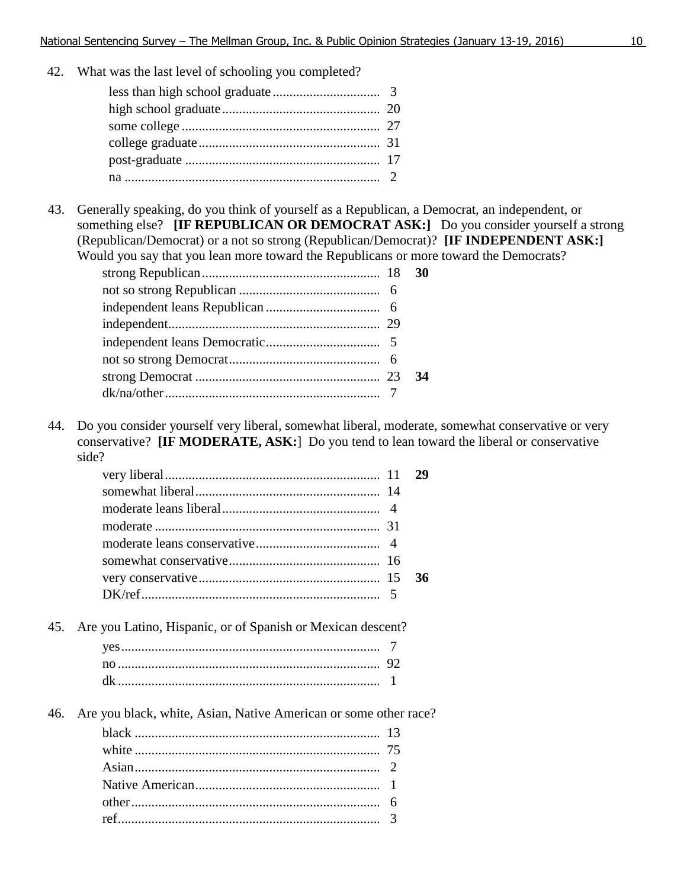42. What was the last level of schooling you completed?

| | |
|---|---|
| less than high school graduate | 3 |
| high school graduate | 20 |
| some college | 27 |
| college graduate | 31 |
| post-graduate | 17 |
| na | 2 |

43. Generally speaking, do you think of yourself as a Republican, a Democrat, an independent, or something else? **[IF REPUBLICAN OR DEMOCRAT ASK:]** Do you consider yourself a strong (Republican/Democrat) or a not so strong (Republican/Democrat)? **[IF INDEPENDENT ASK:]** Would you say that you lean more toward the Republicans or more toward the Democrats?

| | | |
|---|---|---|
| strong Republican | 18 | **30** |
| not so strong Republican | 6 | |
| independent leans Republican | 6 | |
| independent | 29 | |
| independent leans Democratic | 5 | |
| not so strong Democrat | 6 | |
| strong Democrat | 23 | **34** |
| dk/na/other | 7 | |

44. Do you consider yourself very liberal, somewhat liberal, moderate, somewhat conservative or very conservative? **[IF MODERATE, ASK:]** Do you tend to lean toward the liberal or conservative side?

| | | |
|---|---|---|
| very liberal | 11 | **29** |
| somewhat liberal | 14 | |
| moderate leans liberal | 4 | |
| moderate | 31 | |
| moderate leans conservative | 4 | |
| somewhat conservative | 16 | |
| very conservative | 15 | **36** |
| DK/ref | 5 | |

45. Are you Latino, Hispanic, or of Spanish or Mexican descent?

| | |
|---|---|
| yes | 7 |
| no | 92 |
| dk | 1 |

46. Are you black, white, Asian, Native American or some other race?

| | |
|---|---|
| black | 13 |
| white | 75 |
| Asian | 2 |
| Native American | 1 |
| other | 6 |
| ref | 3 |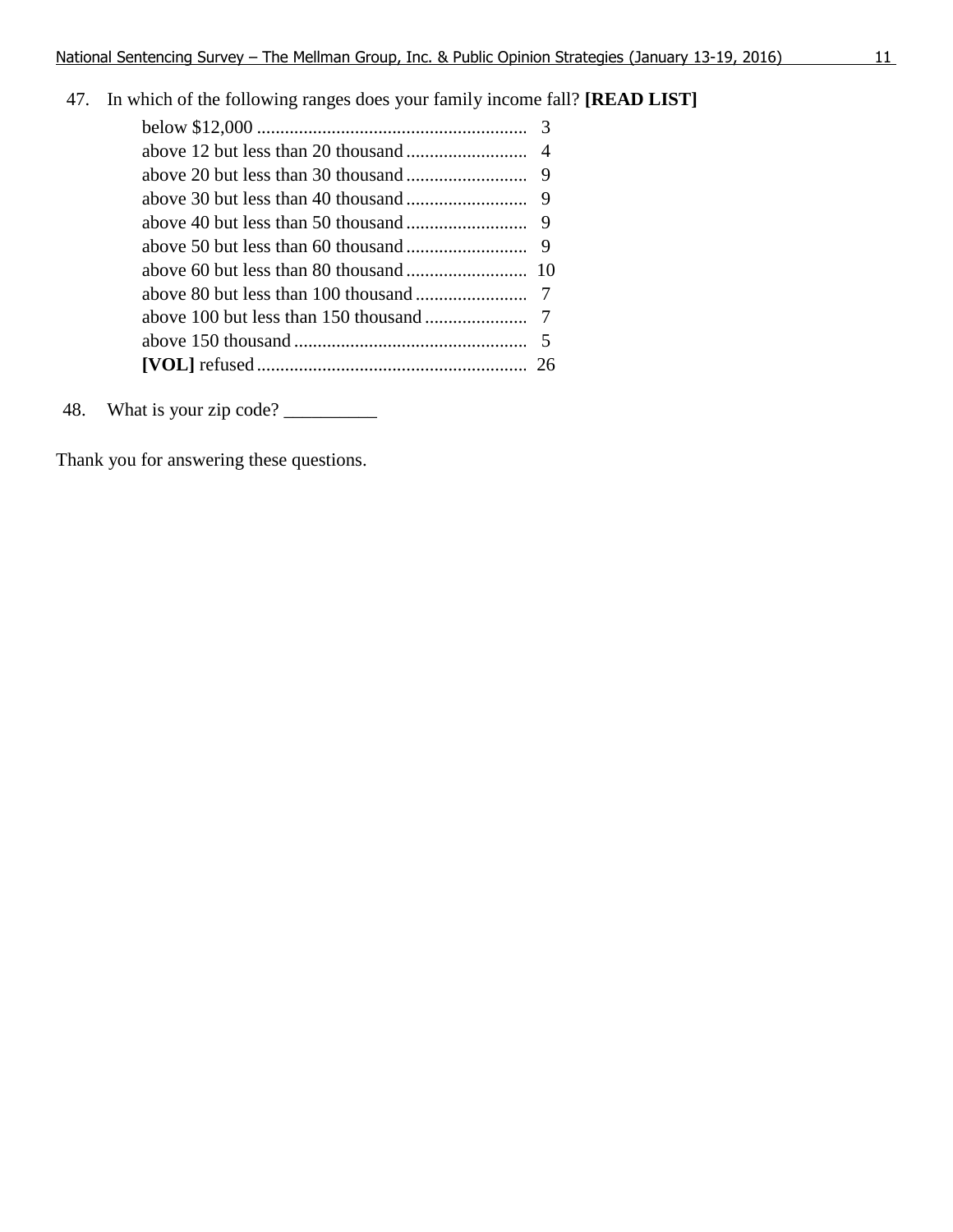47. In which of the following ranges does your family income fall? **[READ LIST]**

| | |
|---|---|
| below $12,000 | 3 |
| above 12 but less than 20 thousand | 4 |
| above 20 but less than 30 thousand | 9 |
| above 30 but less than 40 thousand | 9 |
| above 40 but less than 50 thousand | 9 |
| above 50 but less than 60 thousand | 9 |
| above 60 but less than 80 thousand | 10 |
| above 80 but less than 100 thousand | 7 |
| above 100 but less than 150 thousand | 7 |
| above 150 thousand | 5 |
| **[VOL]** refused | 26 |

48. What is your zip code? __________

Thank you for answering these questions.